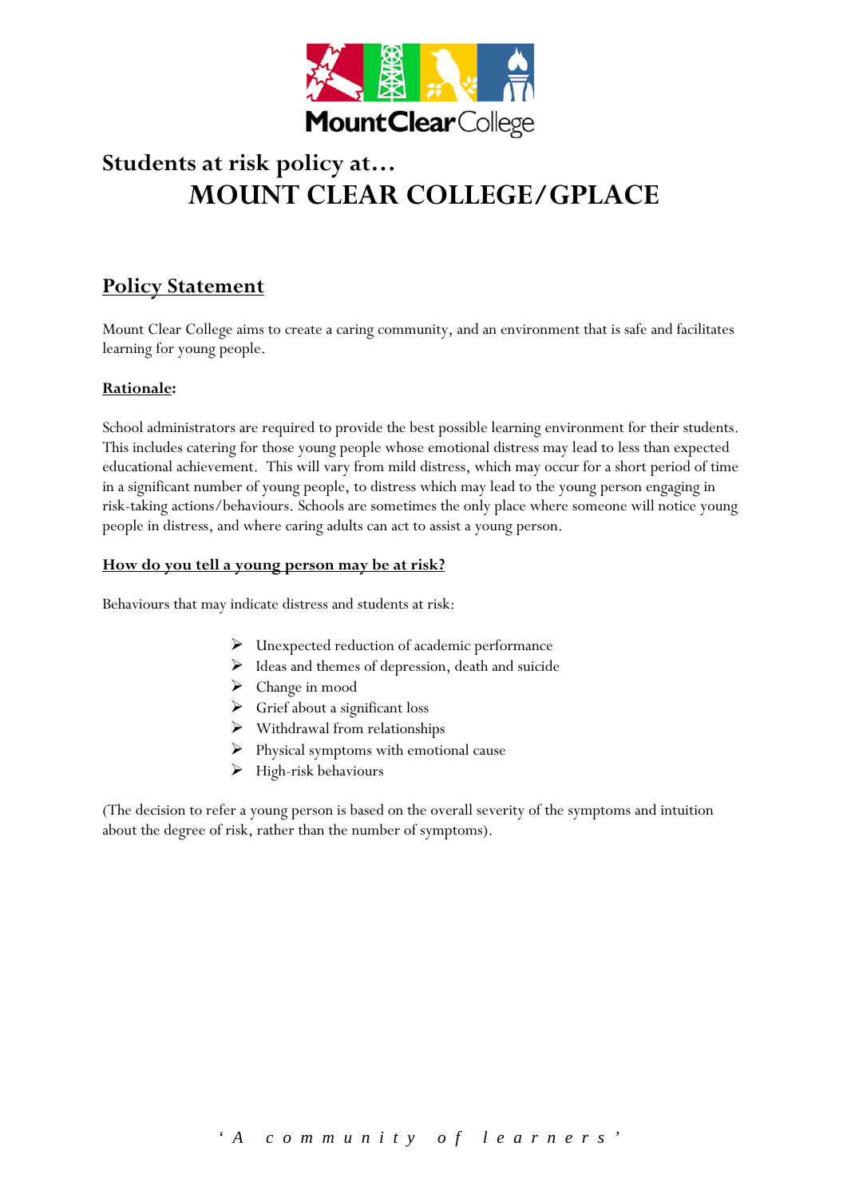# Students at risk policy at…

# MOUNT CLEAR COLLEGE/GPLACE

## Policy Statement

Mount Clear College aims to create a caring community, and an environment that is safe and facilitates learning for young people.

### Rationale:

School administrators are required to provide the best possible learning environment for their students. This includes catering for those young people whose emotional distress may lead to less than expected educational achievement. This will vary from mild distress, which may occur for a short period of time in a significant number of young people, to distress which may lead to the young person engaging in risk-taking actions/behaviours. Schools are sometimes the only place where someone will notice young people in distress, and where caring adults can act to assist a young person.

### How do you tell a young person may be at risk?

Behaviours that may indicate distress and students at risk:

- Unexpected reduction of academic performance
- Ideas and themes of depression, death and suicide
- Change in mood
- Grief about a significant loss
- Withdrawal from relationships
- Physical symptoms with emotional cause
- High-risk behaviours

(The decision to refer a young person is based on the overall severity of the symptoms and intuition about the degree of risk, rather than the number of symptoms).

*'A community of learners'*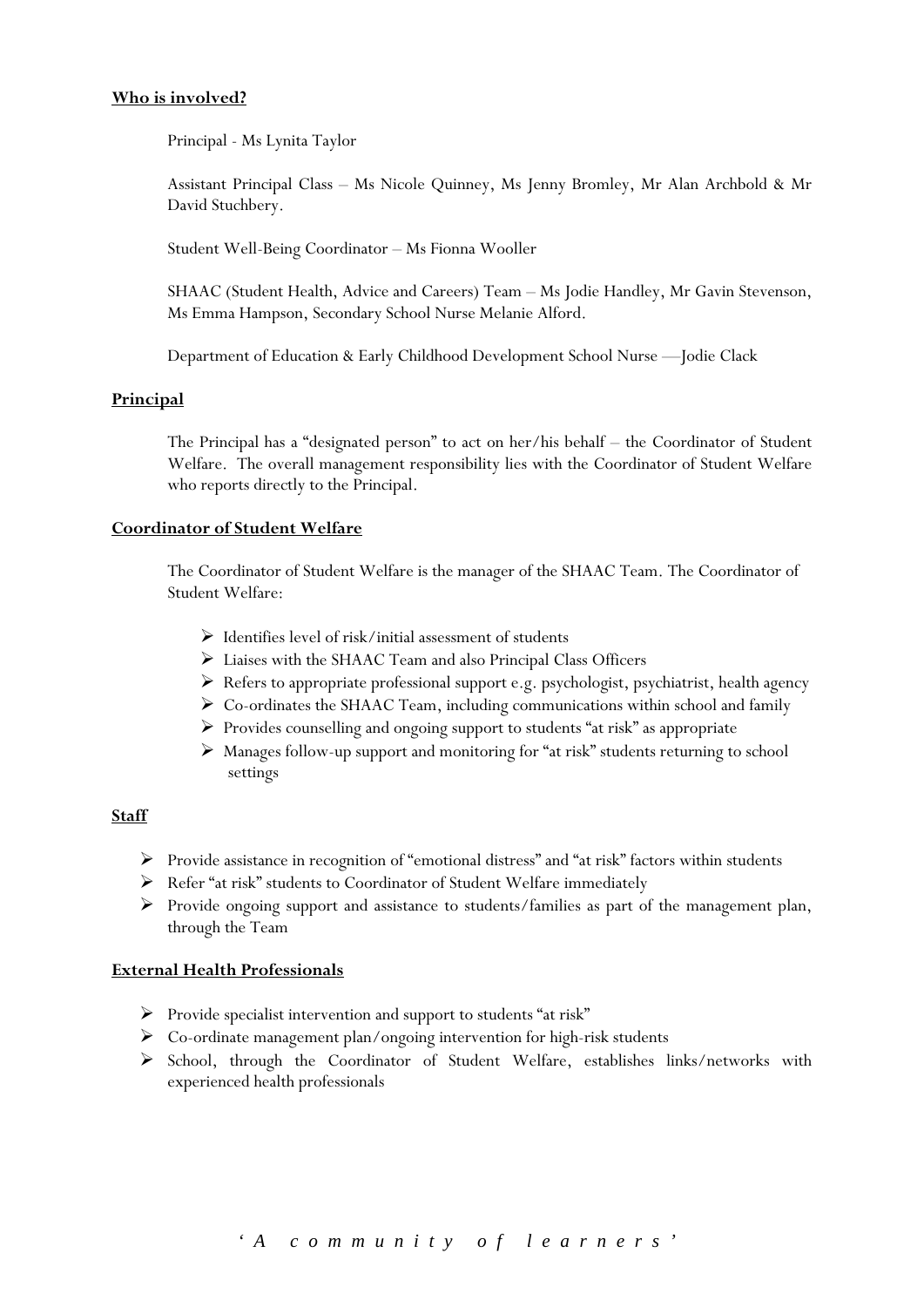**Who is involved?**

Principal - Ms Lynita Taylor

Assistant Principal Class – Ms Nicole Quinney, Ms Jenny Bromley, Mr Alan Archbold & Mr David Stuchbery.

Student Well-Being Coordinator – Ms Fionna Wooller

SHAAC (Student Health, Advice and Careers) Team – Ms Jodie Handley, Mr Gavin Stevenson, Ms Emma Hampson, Secondary School Nurse Melanie Alford.

Department of Education & Early Childhood Development School Nurse —Jodie Clack

**Principal**

The Principal has a "designated person" to act on her/his behalf – the Coordinator of Student Welfare. The overall management responsibility lies with the Coordinator of Student Welfare who reports directly to the Principal.

**Coordinator of Student Welfare**

The Coordinator of Student Welfare is the manager of the SHAAC Team. The Coordinator of Student Welfare:

- Identifies level of risk/initial assessment of students
- Liaises with the SHAAC Team and also Principal Class Officers
- Refers to appropriate professional support e.g. psychologist, psychiatrist, health agency
- Co-ordinates the SHAAC Team, including communications within school and family
- Provides counselling and ongoing support to students "at risk" as appropriate
- Manages follow-up support and monitoring for "at risk" students returning to school settings

**Staff**

- Provide assistance in recognition of "emotional distress" and "at risk" factors within students
- Refer "at risk" students to Coordinator of Student Welfare immediately
- Provide ongoing support and assistance to students/families as part of the management plan, through the Team

**External Health Professionals**

- Provide specialist intervention and support to students "at risk"
- Co-ordinate management plan/ongoing intervention for high-risk students
- School, through the Coordinator of Student Welfare, establishes links/networks with experienced health professionals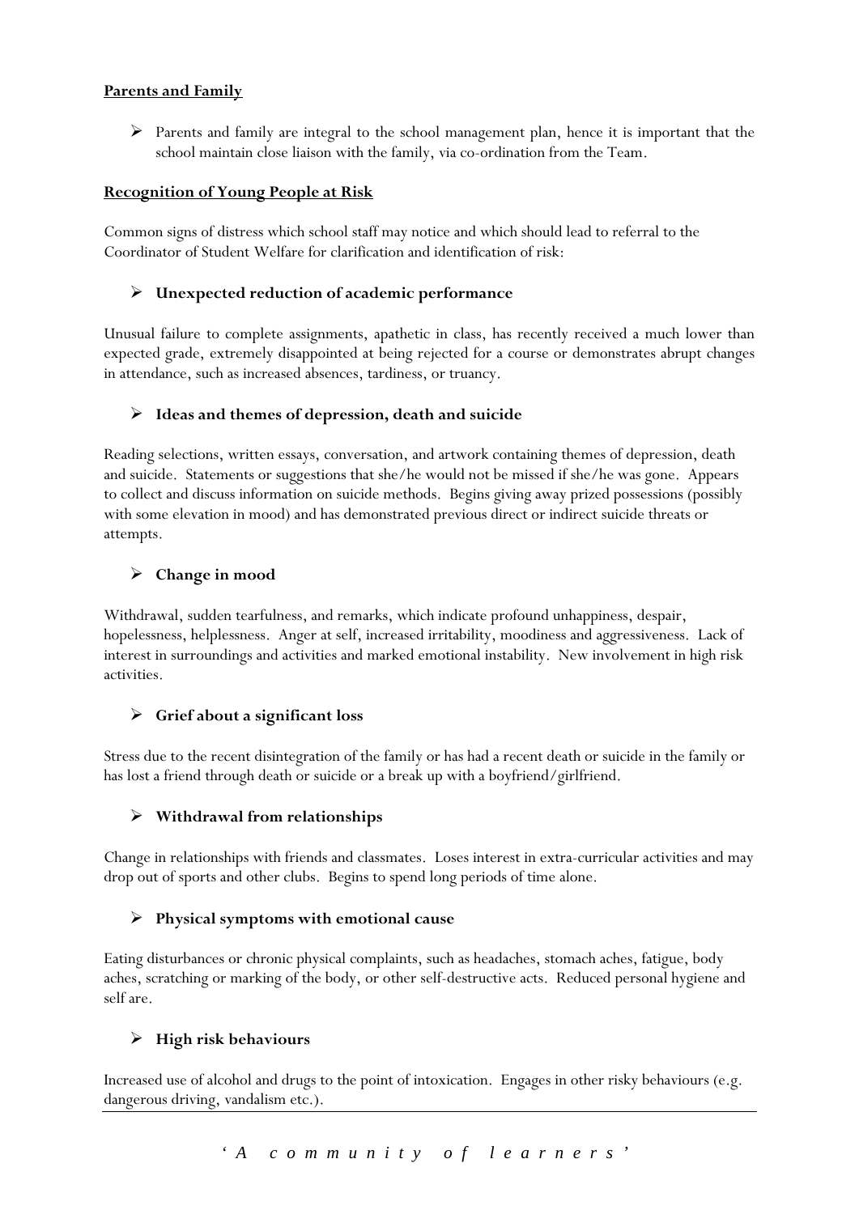**Parents and Family**

- Parents and family are integral to the school management plan, hence it is important that the school maintain close liaison with the family, via co-ordination from the Team.

**Recognition of Young People at Risk**

Common signs of distress which school staff may notice and which should lead to referral to the Coordinator of Student Welfare for clarification and identification of risk:

- **Unexpected reduction of academic performance**

Unusual failure to complete assignments, apathetic in class, has recently received a much lower than expected grade, extremely disappointed at being rejected for a course or demonstrates abrupt changes in attendance, such as increased absences, tardiness, or truancy.

- **Ideas and themes of depression, death and suicide**

Reading selections, written essays, conversation, and artwork containing themes of depression, death and suicide. Statements or suggestions that she/he would not be missed if she/he was gone. Appears to collect and discuss information on suicide methods. Begins giving away prized possessions (possibly with some elevation in mood) and has demonstrated previous direct or indirect suicide threats or attempts.

- **Change in mood**

Withdrawal, sudden tearfulness, and remarks, which indicate profound unhappiness, despair, hopelessness, helplessness. Anger at self, increased irritability, moodiness and aggressiveness. Lack of interest in surroundings and activities and marked emotional instability. New involvement in high risk activities.

- **Grief about a significant loss**

Stress due to the recent disintegration of the family or has had a recent death or suicide in the family or has lost a friend through death or suicide or a break up with a boyfriend/girlfriend.

- **Withdrawal from relationships**

Change in relationships with friends and classmates. Loses interest in extra-curricular activities and may drop out of sports and other clubs. Begins to spend long periods of time alone.

- **Physical symptoms with emotional cause**

Eating disturbances or chronic physical complaints, such as headaches, stomach aches, fatigue, body aches, scratching or marking of the body, or other self-destructive acts. Reduced personal hygiene and self are.

- **High risk behaviours**

Increased use of alcohol and drugs to the point of intoxication. Engages in other risky behaviours (e.g. dangerous driving, vandalism etc.).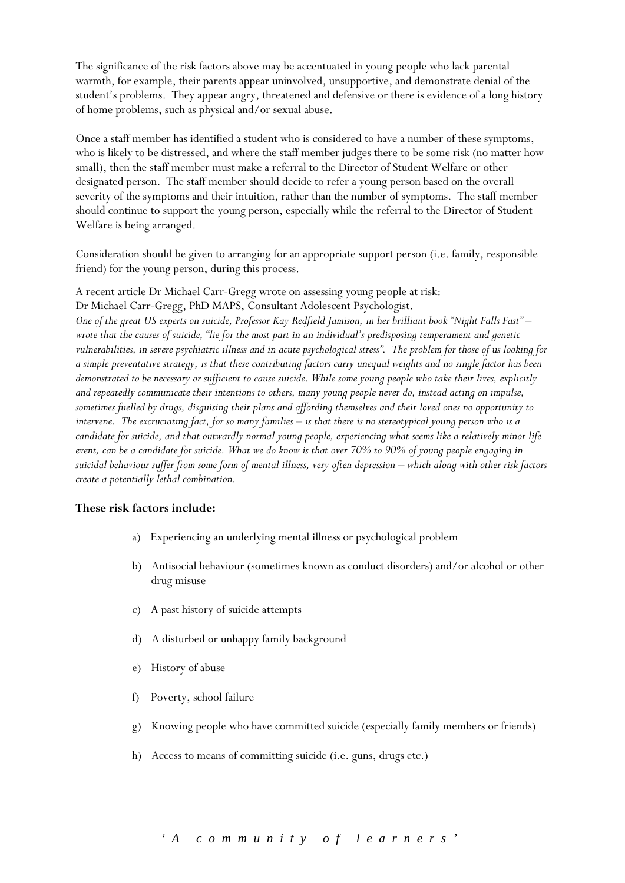The significance of the risk factors above may be accentuated in young people who lack parental warmth, for example, their parents appear uninvolved, unsupportive, and demonstrate denial of the student's problems. They appear angry, threatened and defensive or there is evidence of a long history of home problems, such as physical and/or sexual abuse.

Once a staff member has identified a student who is considered to have a number of these symptoms, who is likely to be distressed, and where the staff member judges there to be some risk (no matter how small), then the staff member must make a referral to the Director of Student Welfare or other designated person. The staff member should decide to refer a young person based on the overall severity of the symptoms and their intuition, rather than the number of symptoms. The staff member should continue to support the young person, especially while the referral to the Director of Student Welfare is being arranged.

Consideration should be given to arranging for an appropriate support person (i.e. family, responsible friend) for the young person, during this process.

A recent article Dr Michael Carr-Gregg wrote on assessing young people at risk:
Dr Michael Carr-Gregg, PhD MAPS, Consultant Adolescent Psychologist.
*One of the great US experts on suicide, Professor Kay Redfield Jamison, in her brilliant book "Night Falls Fast" – wrote that the causes of suicide, "lie for the most part in an individual's predisposing temperament and genetic vulnerabilities, in severe psychiatric illness and in acute psychological stress". The problem for those of us looking for a simple preventative strategy, is that these contributing factors carry unequal weights and no single factor has been demonstrated to be necessary or sufficient to cause suicide. While some young people who take their lives, explicitly and repeatedly communicate their intentions to others, many young people never do, instead acting on impulse, sometimes fuelled by drugs, disguising their plans and affording themselves and their loved ones no opportunity to intervene. The excruciating fact, for so many families – is that there is no stereotypical young person who is a candidate for suicide, and that outwardly normal young people, experiencing what seems like a relatively minor life event, can be a candidate for suicide. What we do know is that over 70% to 90% of young people engaging in suicidal behaviour suffer from some form of mental illness, very often depression – which along with other risk factors create a potentially lethal combination.*

**These risk factors include:**

a) Experiencing an underlying mental illness or psychological problem

b) Antisocial behaviour (sometimes known as conduct disorders) and/or alcohol or other drug misuse

c) A past history of suicide attempts

d) A disturbed or unhappy family background

e) History of abuse

f) Poverty, school failure

g) Knowing people who have committed suicide (especially family members or friends)

h) Access to means of committing suicide (i.e. guns, drugs etc.)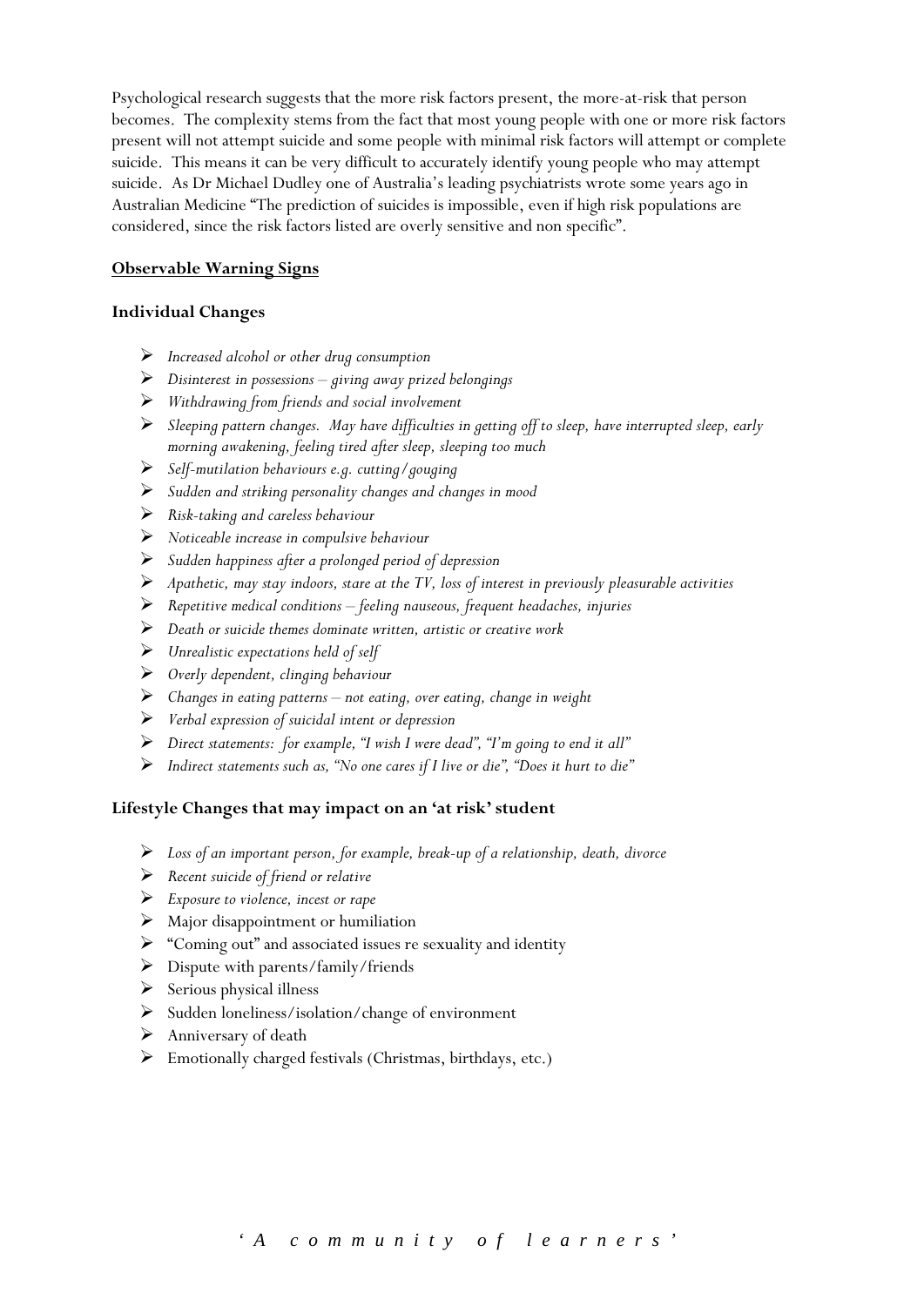Psychological research suggests that the more risk factors present, the more-at-risk that person becomes. The complexity stems from the fact that most young people with one or more risk factors present will not attempt suicide and some people with minimal risk factors will attempt or complete suicide. This means it can be very difficult to accurately identify young people who may attempt suicide. As Dr Michael Dudley one of Australia's leading psychiatrists wrote some years ago in Australian Medicine "The prediction of suicides is impossible, even if high risk populations are considered, since the risk factors listed are overly sensitive and non specific".

## Observable Warning Signs

### Individual Changes

- *Increased alcohol or other drug consumption*
- *Disinterest in possessions – giving away prized belongings*
- *Withdrawing from friends and social involvement*
- *Sleeping pattern changes. May have difficulties in getting off to sleep, have interrupted sleep, early morning awakening, feeling tired after sleep, sleeping too much*
- *Self-mutilation behaviours e.g. cutting/gouging*
- *Sudden and striking personality changes and changes in mood*
- *Risk-taking and careless behaviour*
- *Noticeable increase in compulsive behaviour*
- *Sudden happiness after a prolonged period of depression*
- *Apathetic, may stay indoors, stare at the TV, loss of interest in previously pleasurable activities*
- *Repetitive medical conditions – feeling nauseous, frequent headaches, injuries*
- *Death or suicide themes dominate written, artistic or creative work*
- *Unrealistic expectations held of self*
- *Overly dependent, clinging behaviour*
- *Changes in eating patterns – not eating, over eating, change in weight*
- *Verbal expression of suicidal intent or depression*
- *Direct statements: for example, "I wish I were dead", "I'm going to end it all"*
- *Indirect statements such as, "No one cares if I live or die", "Does it hurt to die"*

### Lifestyle Changes that may impact on an 'at risk' student

- *Loss of an important person, for example, break-up of a relationship, death, divorce*
- *Recent suicide of friend or relative*
- *Exposure to violence, incest or rape*
- Major disappointment or humiliation
- "Coming out" and associated issues re sexuality and identity
- Dispute with parents/family/friends
- Serious physical illness
- Sudden loneliness/isolation/change of environment
- Anniversary of death
- Emotionally charged festivals (Christmas, birthdays, etc.)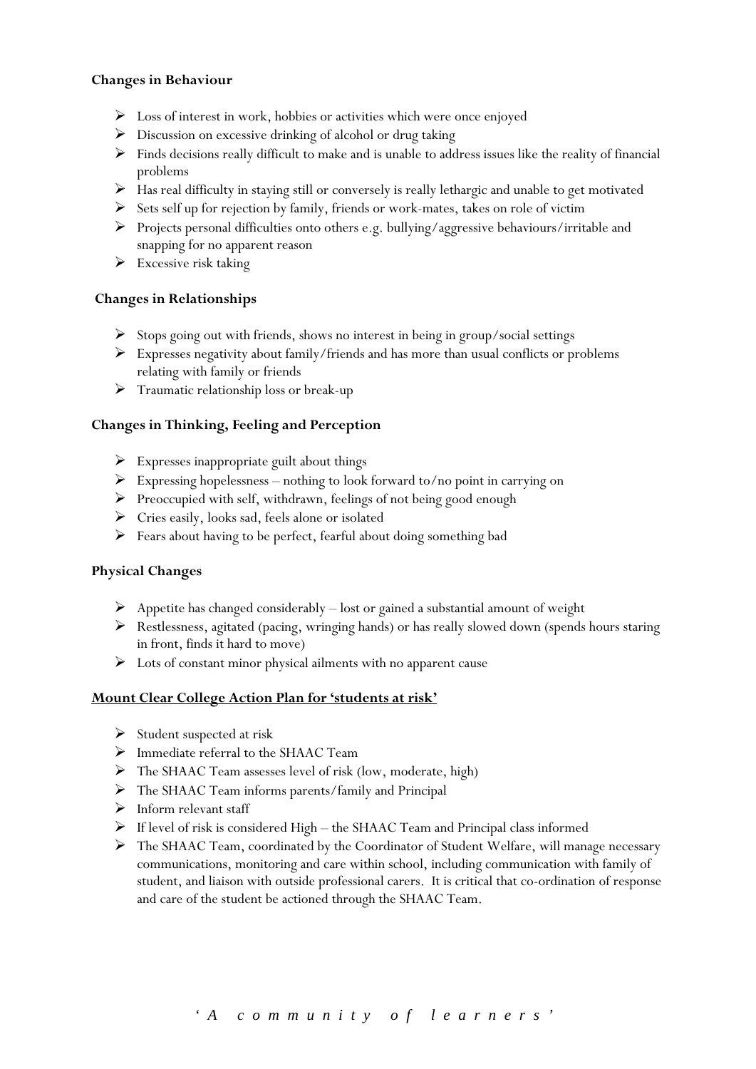**Changes in Behaviour**

- Loss of interest in work, hobbies or activities which were once enjoyed
- Discussion on excessive drinking of alcohol or drug taking
- Finds decisions really difficult to make and is unable to address issues like the reality of financial problems
- Has real difficulty in staying still or conversely is really lethargic and unable to get motivated
- Sets self up for rejection by family, friends or work-mates, takes on role of victim
- Projects personal difficulties onto others e.g. bullying/aggressive behaviours/irritable and snapping for no apparent reason
- Excessive risk taking

**Changes in Relationships**

- Stops going out with friends, shows no interest in being in group/social settings
- Expresses negativity about family/friends and has more than usual conflicts or problems relating with family or friends
- Traumatic relationship loss or break-up

**Changes in Thinking, Feeling and Perception**

- Expresses inappropriate guilt about things
- Expressing hopelessness – nothing to look forward to/no point in carrying on
- Preoccupied with self, withdrawn, feelings of not being good enough
- Cries easily, looks sad, feels alone or isolated
- Fears about having to be perfect, fearful about doing something bad

**Physical Changes**

- Appetite has changed considerably – lost or gained a substantial amount of weight
- Restlessness, agitated (pacing, wringing hands) or has really slowed down (spends hours staring in front, finds it hard to move)
- Lots of constant minor physical ailments with no apparent cause

**Mount Clear College Action Plan for 'students at risk'**

- Student suspected at risk
- Immediate referral to the SHAAC Team
- The SHAAC Team assesses level of risk (low, moderate, high)
- The SHAAC Team informs parents/family and Principal
- Inform relevant staff
- If level of risk is considered High – the SHAAC Team and Principal class informed
- The SHAAC Team, coordinated by the Coordinator of Student Welfare, will manage necessary communications, monitoring and care within school, including communication with family of student, and liaison with outside professional carers. It is critical that co-ordination of response and care of the student be actioned through the SHAAC Team.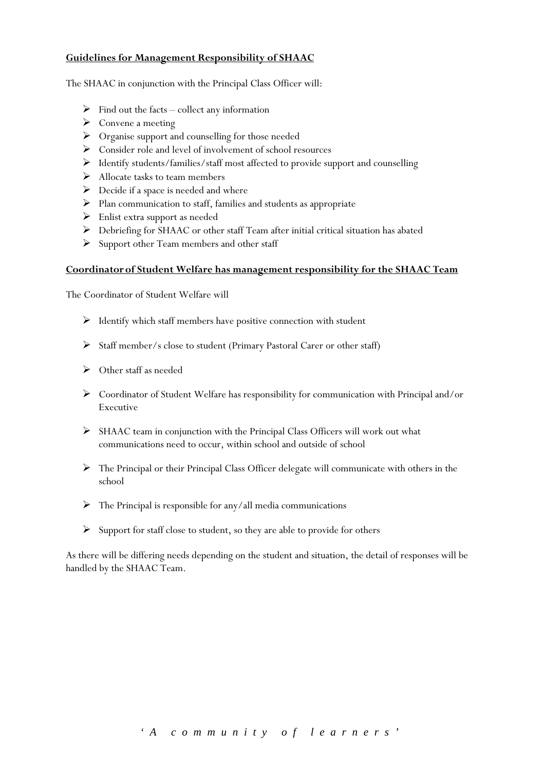**Guidelines for Management Responsibility of SHAAC**

The SHAAC in conjunction with the Principal Class Officer will:

- Find out the facts – collect any information
- Convene a meeting
- Organise support and counselling for those needed
- Consider role and level of involvement of school resources
- Identify students/families/staff most affected to provide support and counselling
- Allocate tasks to team members
- Decide if a space is needed and where
- Plan communication to staff, families and students as appropriate
- Enlist extra support as needed
- Debriefing for SHAAC or other staff Team after initial critical situation has abated
- Support other Team members and other staff

**Coordinator of Student Welfare has management responsibility for the SHAAC Team**

The Coordinator of Student Welfare will

- Identify which staff members have positive connection with student
- Staff member/s close to student (Primary Pastoral Carer or other staff)
- Other staff as needed
- Coordinator of Student Welfare has responsibility for communication with Principal and/or Executive
- SHAAC team in conjunction with the Principal Class Officers will work out what communications need to occur, within school and outside of school
- The Principal or their Principal Class Officer delegate will communicate with others in the school
- The Principal is responsible for any/all media communications
- Support for staff close to student, so they are able to provide for others

As there will be differing needs depending on the student and situation, the detail of responses will be handled by the SHAAC Team.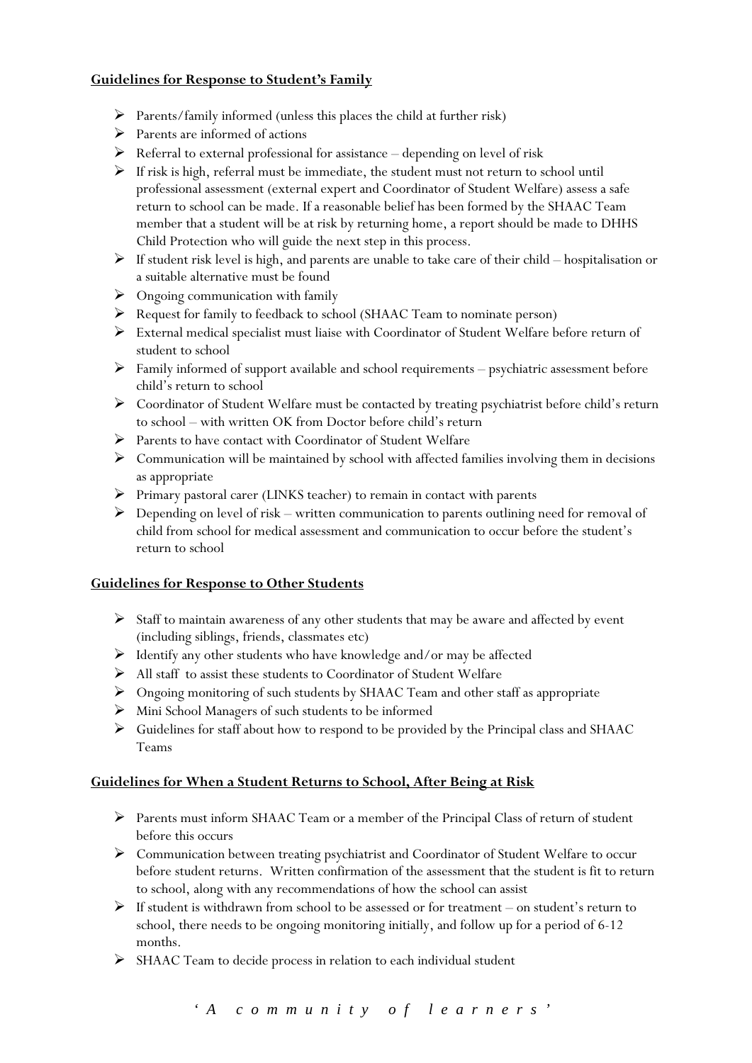**Guidelines for Response to Student's Family**

- Parents/family informed (unless this places the child at further risk)
- Parents are informed of actions
- Referral to external professional for assistance – depending on level of risk
- If risk is high, referral must be immediate, the student must not return to school until professional assessment (external expert and Coordinator of Student Welfare) assess a safe return to school can be made. If a reasonable belief has been formed by the SHAAC Team member that a student will be at risk by returning home, a report should be made to DHHS Child Protection who will guide the next step in this process.
- If student risk level is high, and parents are unable to take care of their child – hospitalisation or a suitable alternative must be found
- Ongoing communication with family
- Request for family to feedback to school (SHAAC Team to nominate person)
- External medical specialist must liaise with Coordinator of Student Welfare before return of student to school
- Family informed of support available and school requirements – psychiatric assessment before child's return to school
- Coordinator of Student Welfare must be contacted by treating psychiatrist before child's return to school – with written OK from Doctor before child's return
- Parents to have contact with Coordinator of Student Welfare
- Communication will be maintained by school with affected families involving them in decisions as appropriate
- Primary pastoral carer (LINKS teacher) to remain in contact with parents
- Depending on level of risk – written communication to parents outlining need for removal of child from school for medical assessment and communication to occur before the student's return to school

**Guidelines for Response to Other Students**

- Staff to maintain awareness of any other students that may be aware and affected by event (including siblings, friends, classmates etc)
- Identify any other students who have knowledge and/or may be affected
- All staff to assist these students to Coordinator of Student Welfare
- Ongoing monitoring of such students by SHAAC Team and other staff as appropriate
- Mini School Managers of such students to be informed
- Guidelines for staff about how to respond to be provided by the Principal class and SHAAC Teams

**Guidelines for When a Student Returns to School, After Being at Risk**

- Parents must inform SHAAC Team or a member of the Principal Class of return of student before this occurs
- Communication between treating psychiatrist and Coordinator of Student Welfare to occur before student returns. Written confirmation of the assessment that the student is fit to return to school, along with any recommendations of how the school can assist
- If student is withdrawn from school to be assessed or for treatment – on student's return to school, there needs to be ongoing monitoring initially, and follow up for a period of 6-12 months.
- SHAAC Team to decide process in relation to each individual student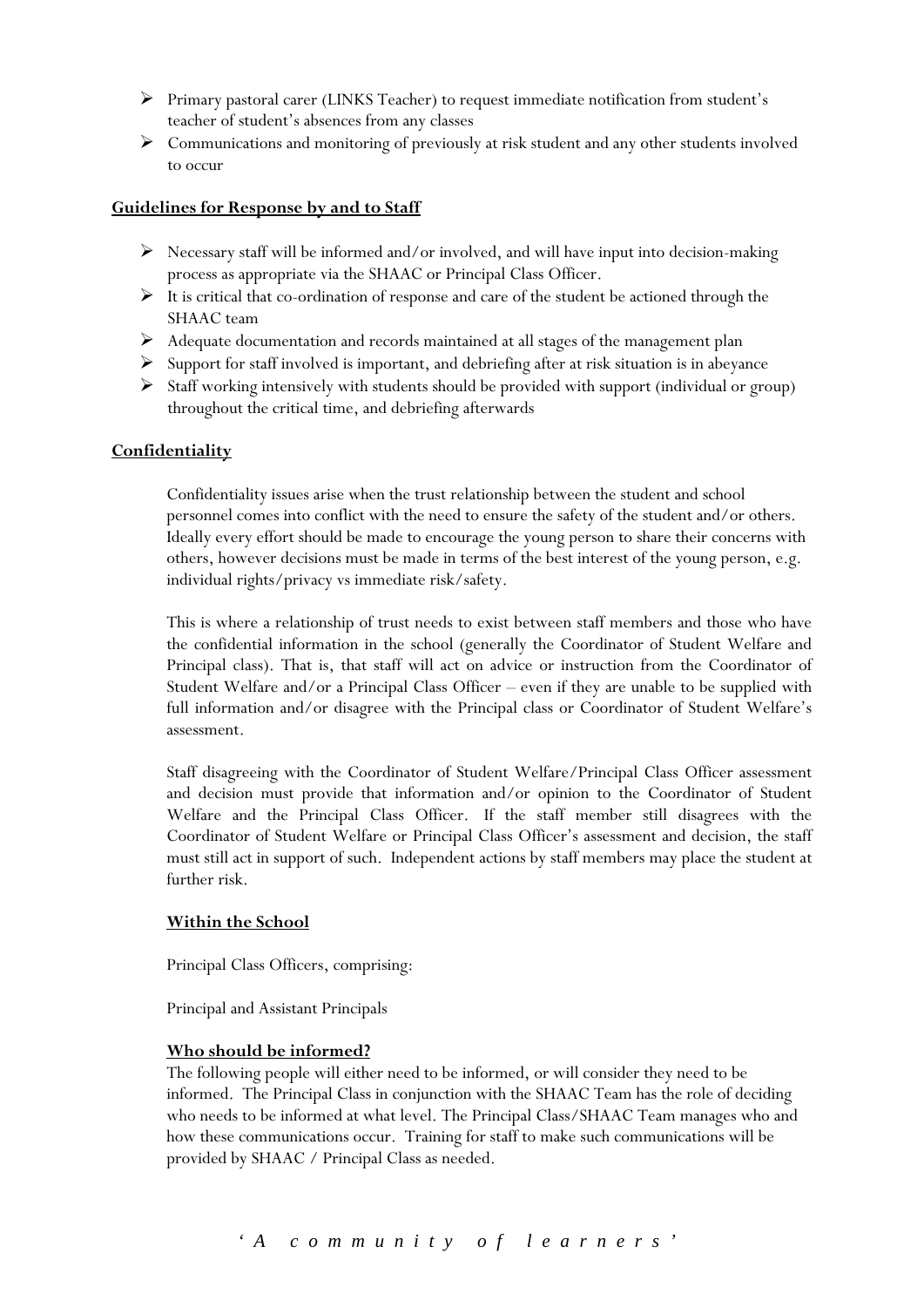- Primary pastoral carer (LINKS Teacher) to request immediate notification from student's teacher of student's absences from any classes
- Communications and monitoring of previously at risk student and any other students involved to occur

**Guidelines for Response by and to Staff**

- Necessary staff will be informed and/or involved, and will have input into decision-making process as appropriate via the SHAAC or Principal Class Officer.
- It is critical that co-ordination of response and care of the student be actioned through the SHAAC team
- Adequate documentation and records maintained at all stages of the management plan
- Support for staff involved is important, and debriefing after at risk situation is in abeyance
- Staff working intensively with students should be provided with support (individual or group) throughout the critical time, and debriefing afterwards

**Confidentiality**

Confidentiality issues arise when the trust relationship between the student and school personnel comes into conflict with the need to ensure the safety of the student and/or others. Ideally every effort should be made to encourage the young person to share their concerns with others, however decisions must be made in terms of the best interest of the young person, e.g. individual rights/privacy vs immediate risk/safety.

This is where a relationship of trust needs to exist between staff members and those who have the confidential information in the school (generally the Coordinator of Student Welfare and Principal class). That is, that staff will act on advice or instruction from the Coordinator of Student Welfare and/or a Principal Class Officer – even if they are unable to be supplied with full information and/or disagree with the Principal class or Coordinator of Student Welfare's assessment.

Staff disagreeing with the Coordinator of Student Welfare/Principal Class Officer assessment and decision must provide that information and/or opinion to the Coordinator of Student Welfare and the Principal Class Officer. If the staff member still disagrees with the Coordinator of Student Welfare or Principal Class Officer's assessment and decision, the staff must still act in support of such. Independent actions by staff members may place the student at further risk.

**Within the School**

Principal Class Officers, comprising:

Principal and Assistant Principals

**Who should be informed?**

The following people will either need to be informed, or will consider they need to be informed. The Principal Class in conjunction with the SHAAC Team has the role of deciding who needs to be informed at what level. The Principal Class/SHAAC Team manages who and how these communications occur. Training for staff to make such communications will be provided by SHAAC / Principal Class as needed.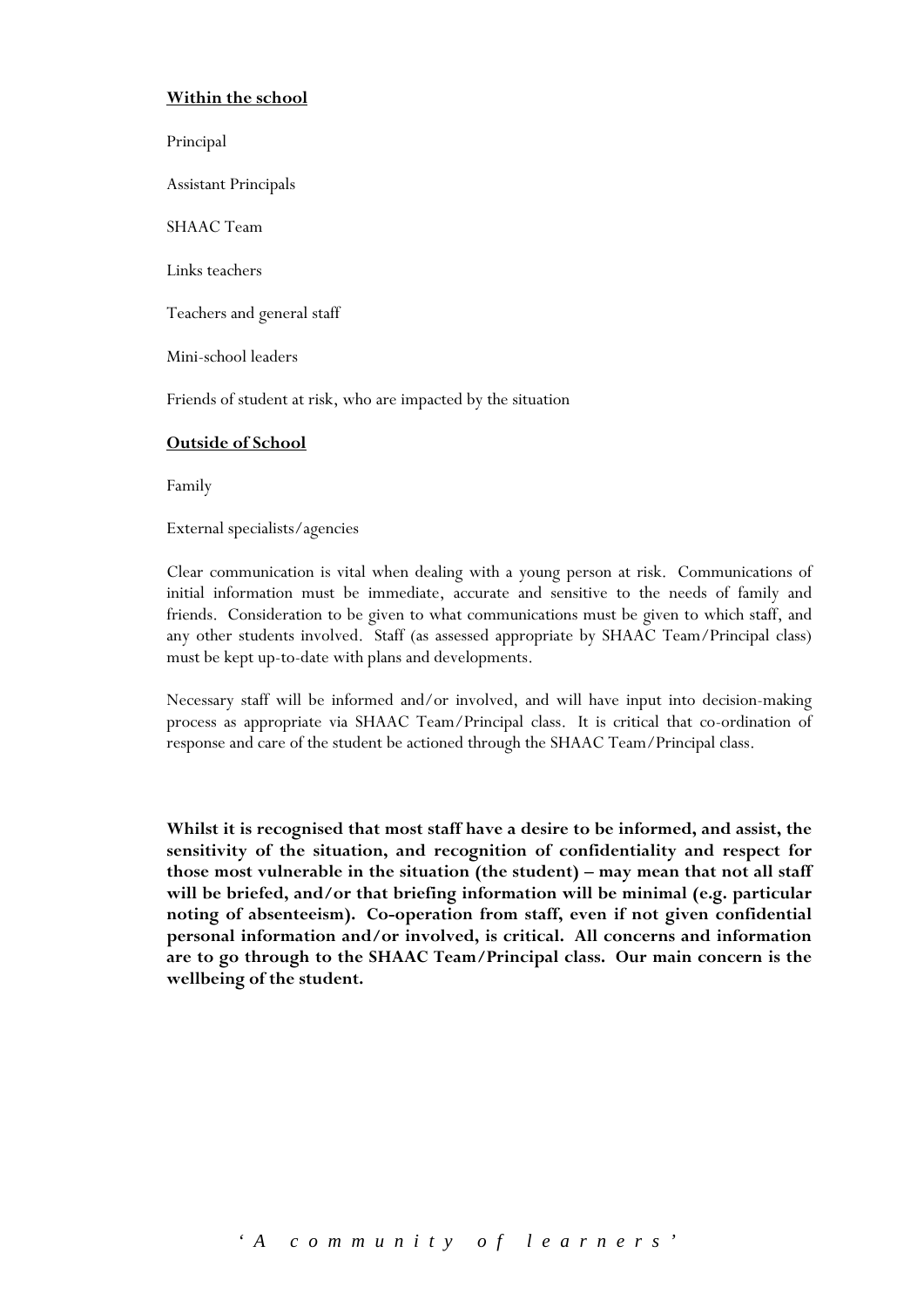**<u>Within the school</u>**

Principal

Assistant Principals

SHAAC Team

Links teachers

Teachers and general staff

Mini-school leaders

Friends of student at risk, who are impacted by the situation

**<u>Outside of School</u>**

Family

External specialists/agencies

Clear communication is vital when dealing with a young person at risk. Communications of initial information must be immediate, accurate and sensitive to the needs of family and friends. Consideration to be given to what communications must be given to which staff, and any other students involved. Staff (as assessed appropriate by SHAAC Team/Principal class) must be kept up-to-date with plans and developments.

Necessary staff will be informed and/or involved, and will have input into decision-making process as appropriate via SHAAC Team/Principal class. It is critical that co-ordination of response and care of the student be actioned through the SHAAC Team/Principal class.

**Whilst it is recognised that most staff have a desire to be informed, and assist, the sensitivity of the situation, and recognition of confidentiality and respect for those most vulnerable in the situation (the student) – may mean that not all staff will be briefed, and/or that briefing information will be minimal (e.g. particular noting of absenteeism). Co-operation from staff, even if not given confidential personal information and/or involved, is critical. All concerns and information are to go through to the SHAAC Team/Principal class. Our main concern is the wellbeing of the student.**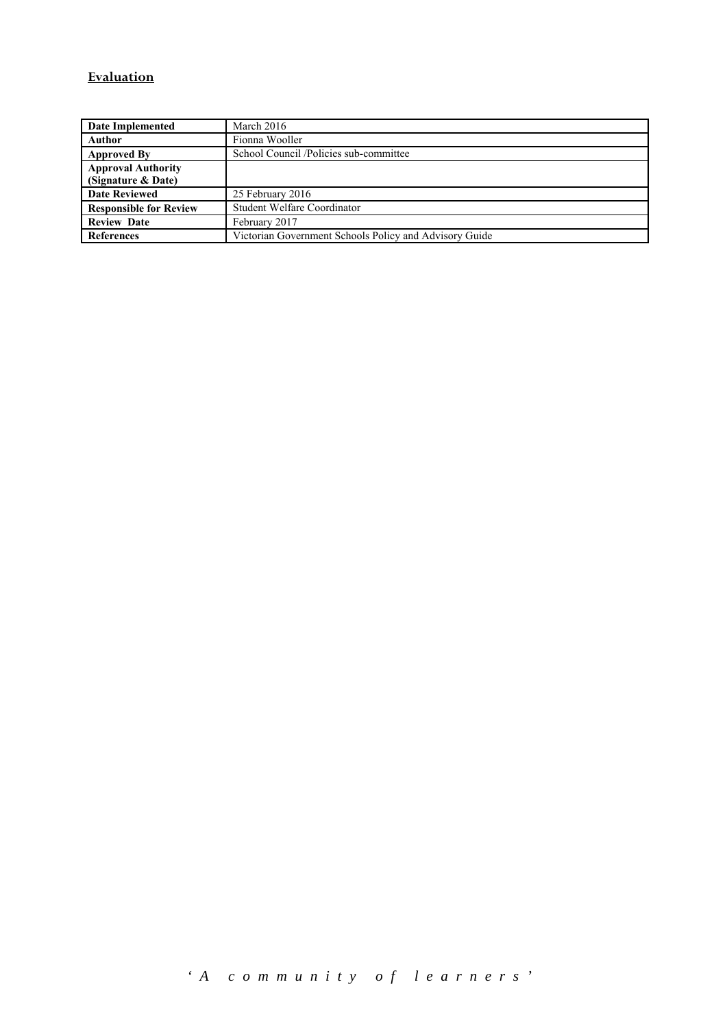**Evaluation**

| | |
|---|---|
| **Date Implemented** | March 2016 |
| **Author** | Fionna Wooller |
| **Approved By** | School Council /Policies sub-committee |
| **Approval Authority (Signature & Date)** | |
| **Date Reviewed** | 25 February 2016 |
| **Responsible for Review** | Student Welfare Coordinator |
| **Review Date** | February 2017 |
| **References** | Victorian Government Schools Policy and Advisory Guide |